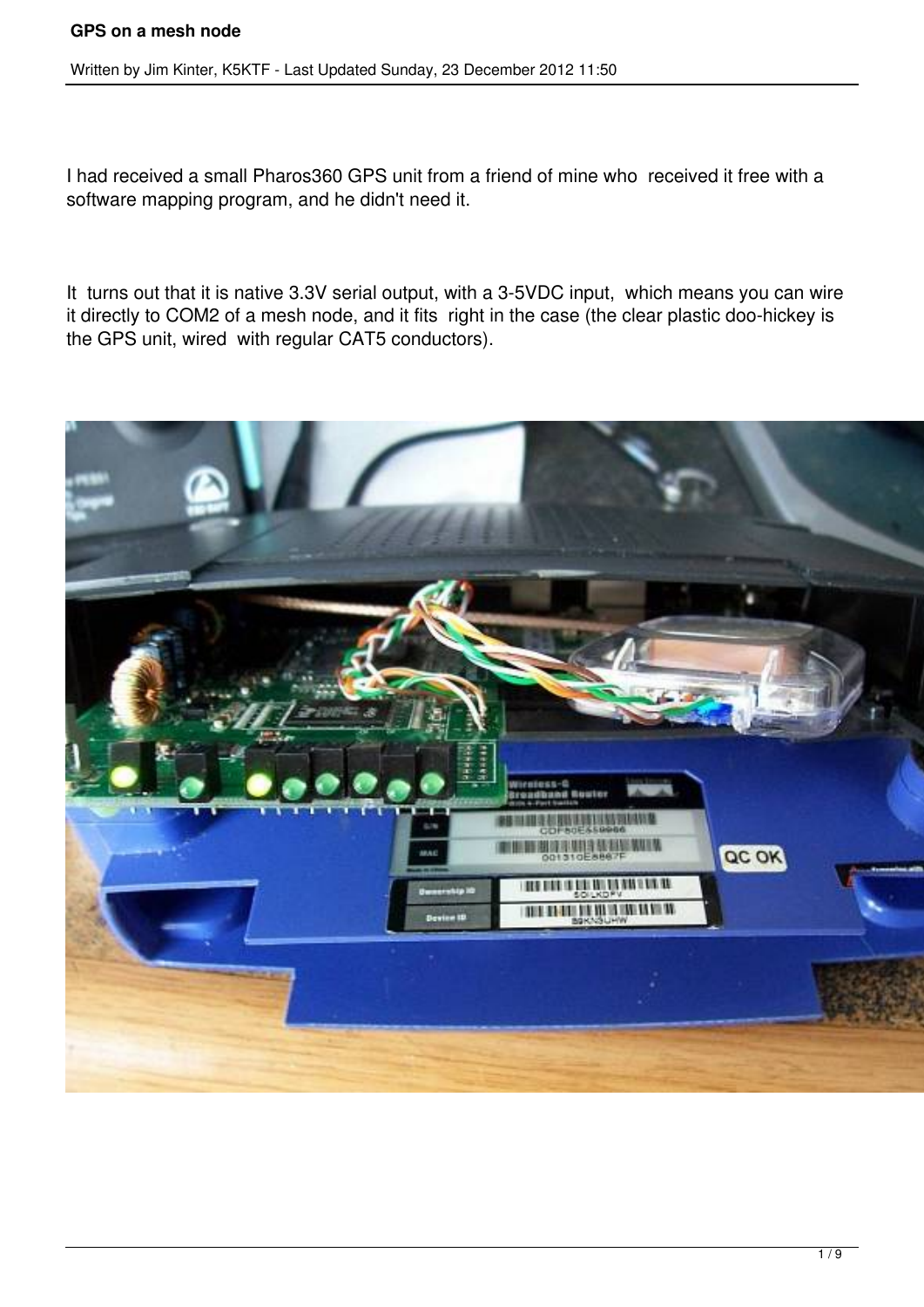# GPS on a mesh node

Written by Jim Kinter, K5KTF - Last Updated Sunday, 23 December 2012 11:50

I had received a small Pharos360 GPS unit from a friend of mine who received it free with a software mapping program, and he didn't need it.

It turns out that it is native 3.3V serial output, with a 3-5VDC input, which means you can wire it directly to COM2 of a mesh node, and it fits right in the case (the clear plastic doo-hickey is the GPS unit, wired with regular CAT5 conductors).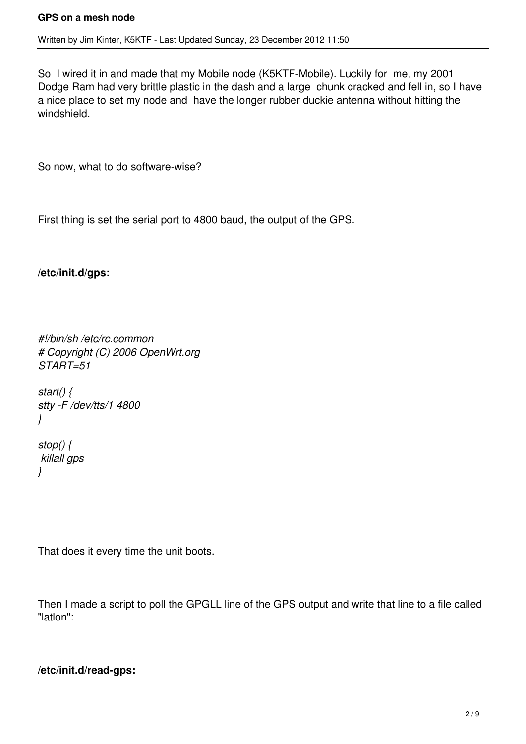So I wired it in and made that my Mobile node (K5KTF-Mobile). Luckily for me, my 2001 Dodge Ram had very brittle plastic in the dash and a large chunk cracked and fell in, so I have a nice place to set my node and have the longer rubber duckie antenna without hitting the windshield.

So now, what to do software-wise?

First thing is set the serial port to 4800 baud, the output of the GPS.

**/etc/init.d/gps:**

```
#!/bin/sh /etc/rc.common
# Copyright (C) 2006 OpenWrt.org
START=51

start() {
stty -F /dev/tts/1 4800
}

stop() {
 killall gps
}
```

That does it every time the unit boots.

Then I made a script to poll the GPGLL line of the GPS output and write that line to a file called "latlon":

**/etc/init.d/read-gps:**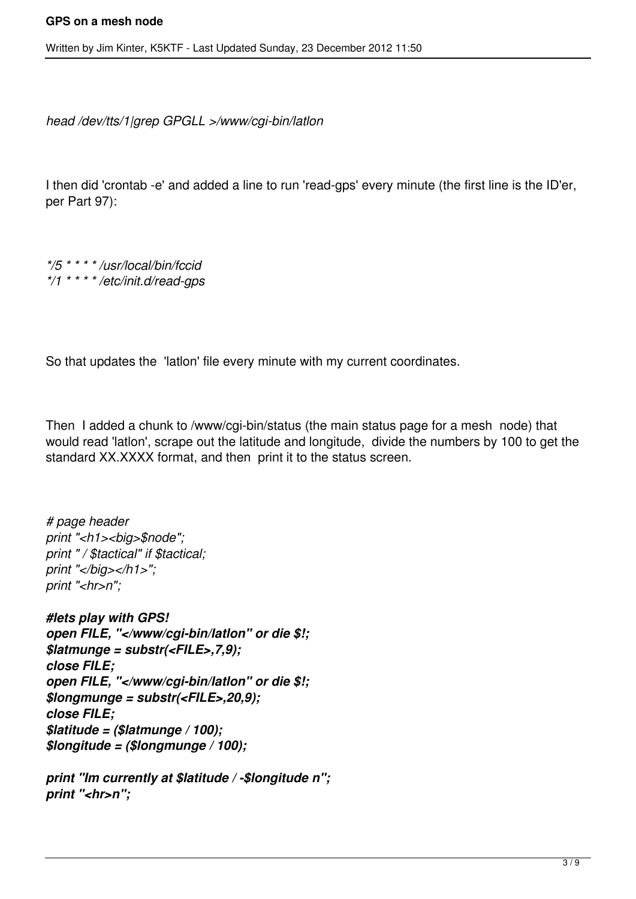```
head /dev/tts/1|grep GPGLL >/www/cgi-bin/latlon
```

I then did 'crontab -e' and added a line to run 'read-gps' every minute (the first line is the ID'er, per Part 97):

```
*/5 * * * * /usr/local/bin/fccid
*/1 * * * * /etc/init.d/read-gps
```

So that updates the 'latlon' file every minute with my current coordinates.

Then I added a chunk to /www/cgi-bin/status (the main status page for a mesh node) that would read 'latlon', scrape out the latitude and longitude, divide the numbers by 100 to get the standard XX.XXXX format, and then print it to the status screen.

```
# page header
print "<h1><big>$node";
print " / $tactical" if $tactical;
print "</big></h1>";
print "<hr>n";

#lets play with GPS!
open FILE, "</www/cgi-bin/latlon" or die $!;
$latmunge = substr(<FILE>,7,9);
close FILE;
open FILE, "</www/cgi-bin/latlon" or die $!;
$longmunge = substr(<FILE>,20,9);
close FILE;
$latitude = ($latmunge / 100);
$longitude = ($longmunge / 100);

print "Im currently at $latitude / -$longitude n";
print "<hr>n";
```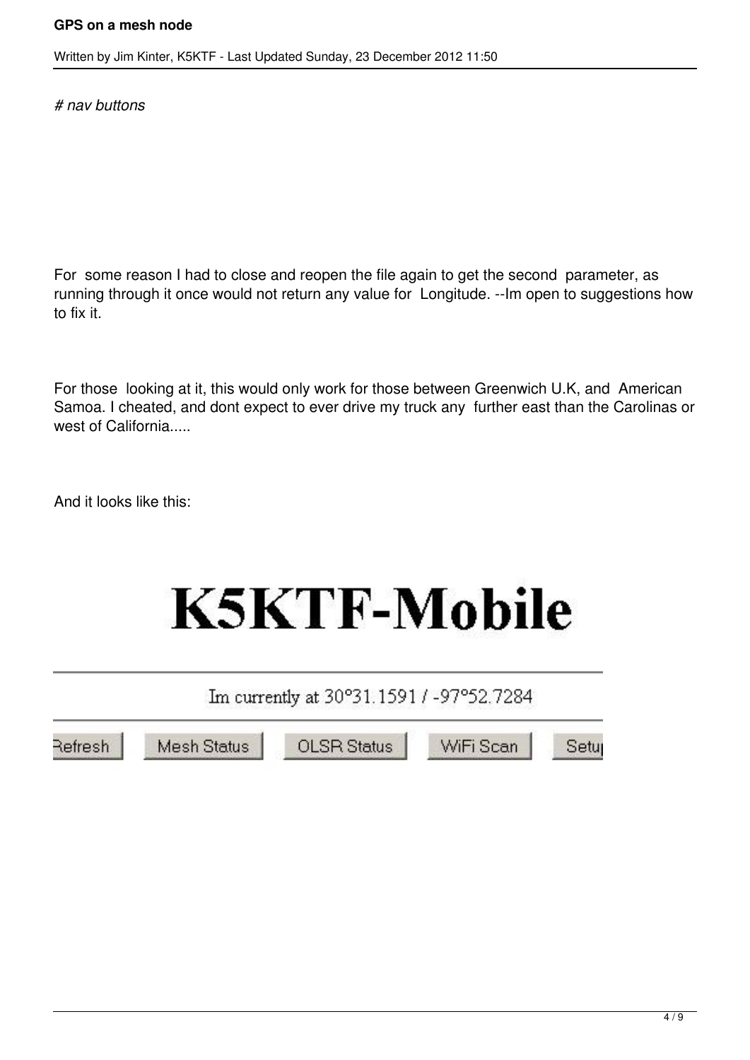*# nav buttons*

For some reason I had to close and reopen the file again to get the second parameter, as running through it once would not return any value for Longitude. --Im open to suggestions how to fix it.

For those looking at it, this would only work for those between Greenwich U.K, and American Samoa. I cheated, and dont expect to ever drive my truck any further east than the Carolinas or west of California.....

And it looks like this:

# K5KTF-Mobile

Im currently at 30°31.1591 / -97°52.7284

Refresh | Mesh Status | OLSR Status | WiFi Scan | Setup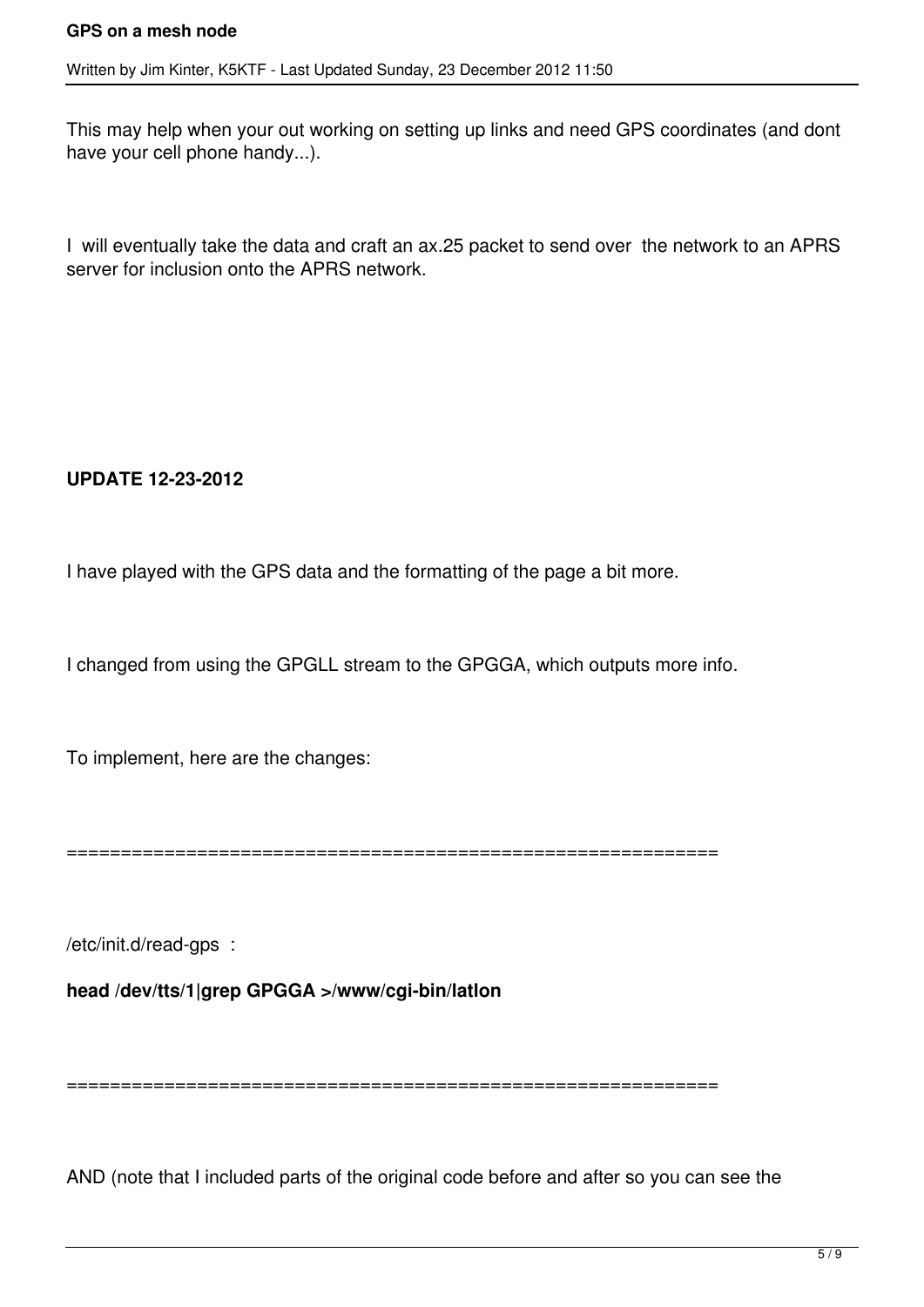This may help when your out working on setting up links and need GPS coordinates (and dont have your cell phone handy...).

I  will eventually take the data and craft an ax.25 packet to send over  the network to an APRS server for inclusion onto the APRS network.

**UPDATE 12-23-2012**

I have played with the GPS data and the formatting of the page a bit more.

I changed from using the GPGLL stream to the GPGGA, which outputs more info.

To implement, here are the changes:

============================================================

/etc/init.d/read-gps  :

**head /dev/tts/1|grep GPGGA >/www/cgi-bin/latlon**

============================================================

AND (note that I included parts of the original code before and after so you can see the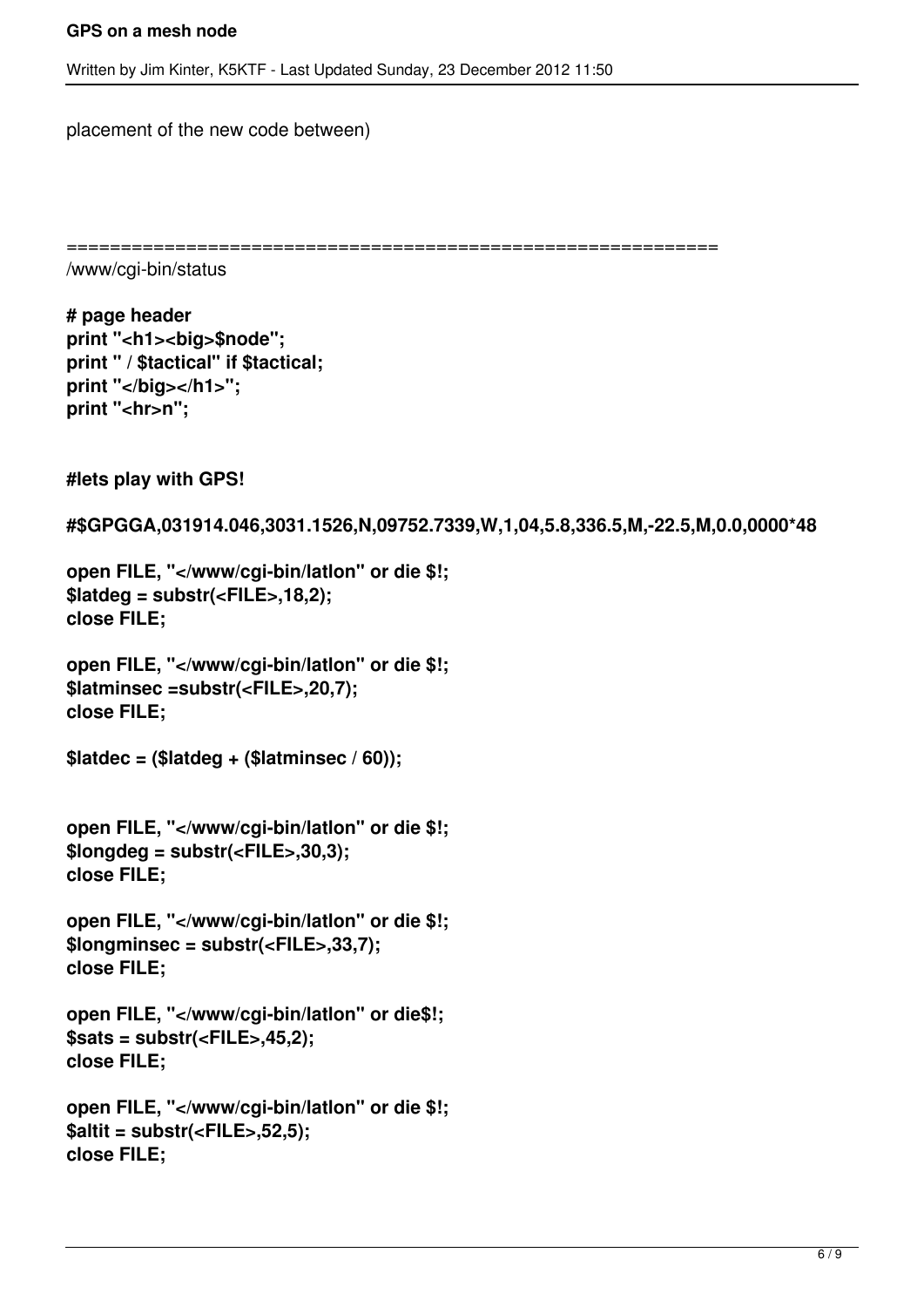placement of the new code between)

============================================================

/www/cgi-bin/status

```
# page header
print "<h1><big>$node";
print " / $tactical" if $tactical;
print "</big></h1>";
print "<hr>n";


#lets play with GPS!

#$GPGGA,031914.046,3031.1526,N,09752.7339,W,1,04,5.8,336.5,M,-22.5,M,0.0,0000*48

open FILE, "</www/cgi-bin/latlon" or die $!;
$latdeg = substr(<FILE>,18,2);
close FILE;

open FILE, "</www/cgi-bin/latlon" or die $!;
$latminsec =substr(<FILE>,20,7);
close FILE;

$latdec = ($latdeg + ($latminsec / 60));


open FILE, "</www/cgi-bin/latlon" or die $!;
$longdeg = substr(<FILE>,30,3);
close FILE;

open FILE, "</www/cgi-bin/latlon" or die $!;
$longminsec = substr(<FILE>,33,7);
close FILE;

open FILE, "</www/cgi-bin/latlon" or die$!;
$sats = substr(<FILE>,45,2);
close FILE;

open FILE, "</www/cgi-bin/latlon" or die $!;
$altit = substr(<FILE>,52,5);
close FILE;
```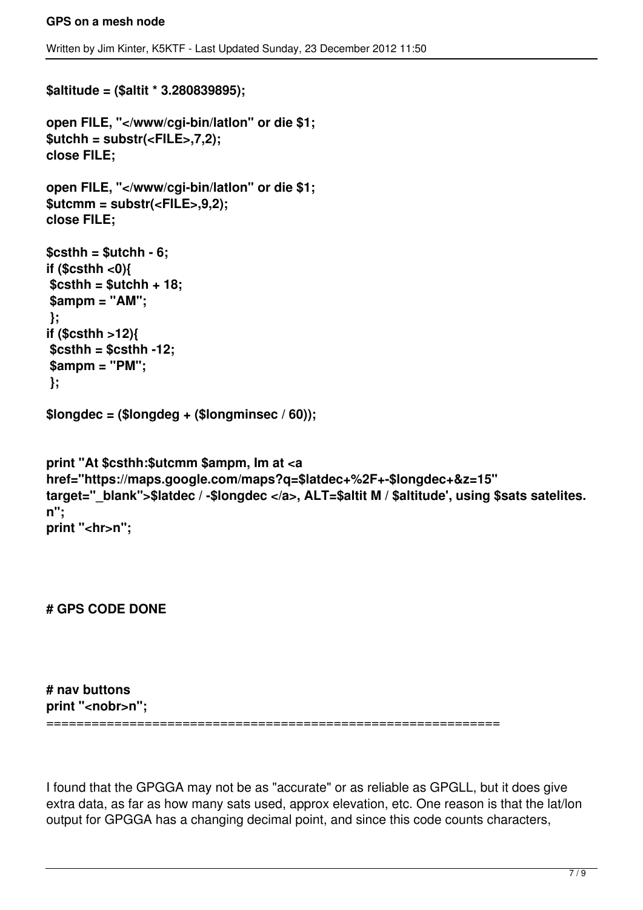```
$altitude = ($altit * 3.280839895);

open FILE, "</www/cgi-bin/latlon" or die $1;
$utchh = substr(<FILE>,7,2);
close FILE;

open FILE, "</www/cgi-bin/latlon" or die $1;
$utcmm = substr(<FILE>,9,2);
close FILE;

$csthh = $utchh - 6;
if ($csthh <0){
 $csthh = $utchh + 18;
 $ampm = "AM";
 };
if ($csthh >12){
 $csthh = $csthh -12;
 $ampm = "PM";
 };

$longdec = ($longdeg + ($longminsec / 60));


print "At $csthh:$utcmm $ampm, Im at <a
href="https://maps.google.com/maps?q=$latdec+%2F+-$longdec+&z=15"
target="_blank">$latdec / -$longdec </a>, ALT=$altit M / $altitude', using $sats satelites.
n";
print "<hr>n";



# GPS CODE DONE



# nav buttons
print "<nobr>n";
============================================================
```

I found that the GPGGA may not be as "accurate" or as reliable as GPGLL, but it does give extra data, as far as how many sats used, approx elevation, etc. One reason is that the lat/lon output for GPGGA has a changing decimal point, and since this code counts characters,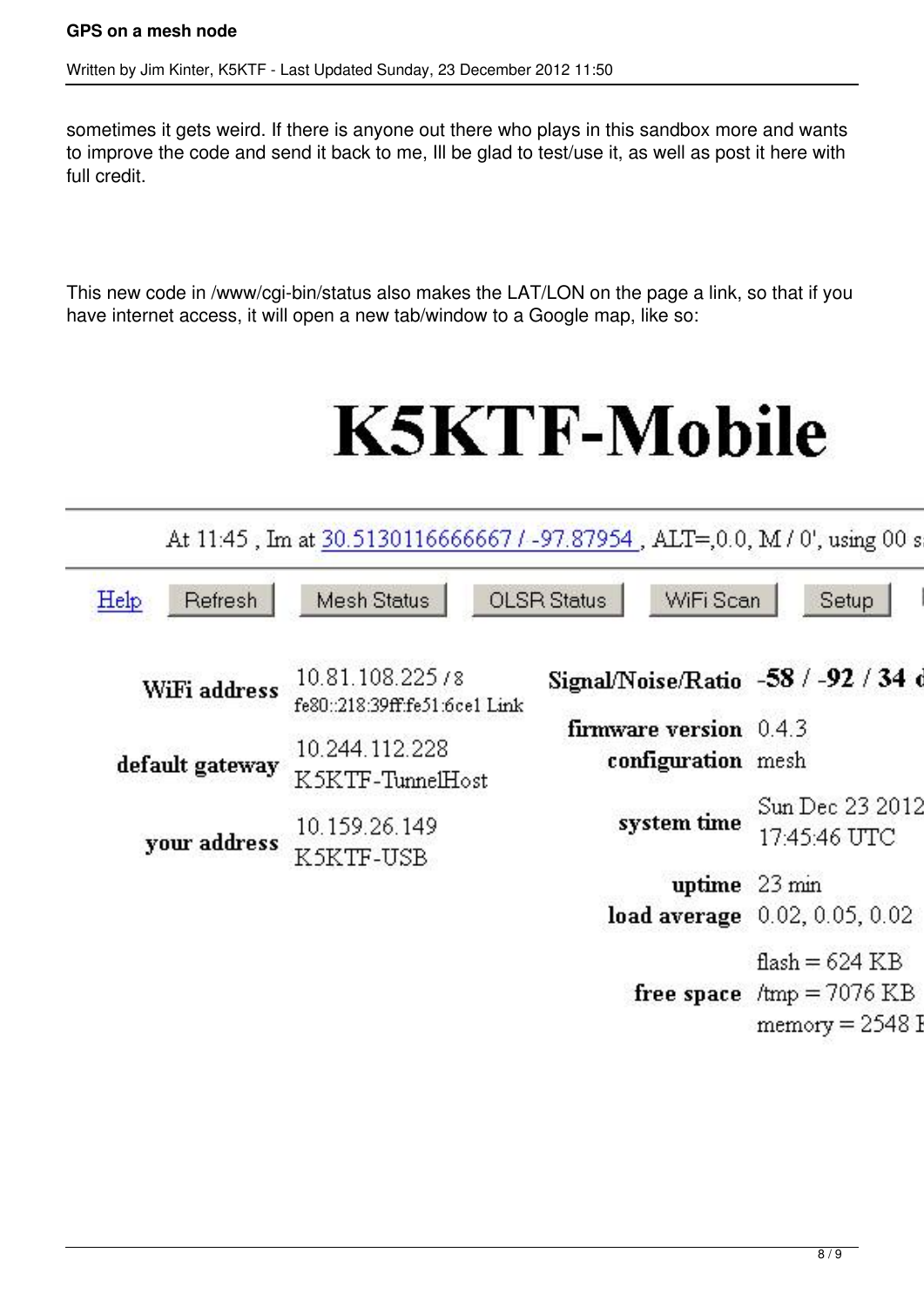sometimes it gets weird. If there is anyone out there who plays in this sandbox more and wants to improve the code and send it back to me, Ill be glad to test/use it, as well as post it here with full credit.

This new code in /www/cgi-bin/status also makes the LAT/LON on the page a link, so that if you have internet access, it will open a new tab/window to a Google map, like so:

# K5KTF-Mobile

At 11:45 , Im at 30.5130116666667 / -97.87954 , ALT=,0.0, M / 0', using 00 s

Help | Refresh | Mesh Status | OLSR Status | WiFi Scan | Setup

| | | | |
|---|---|---|---|
| **WiFi address** | 10.81.108.225 /8<br>fe80::218:39ff:fe51:6ce1 Link | **Signal/Noise/Ratio** | **-58 / -92 / 34 d** |
| **default gateway** | 10.244.112.228<br>K5KTF-TunnelHost | **firmware version** | 0.4.3 |
| | | **configuration** | mesh |
| **your address** | 10.159.26.149<br>K5KTF-USB | **system time** | Sun Dec 23 2012<br>17:45:46 UTC |
| | | **uptime** | 23 min |
| | | **load average** | 0.02, 0.05, 0.02 |
| | | **free space** | flash = 624 KB<br>/tmp = 7076 KB<br>memory = 2548 K |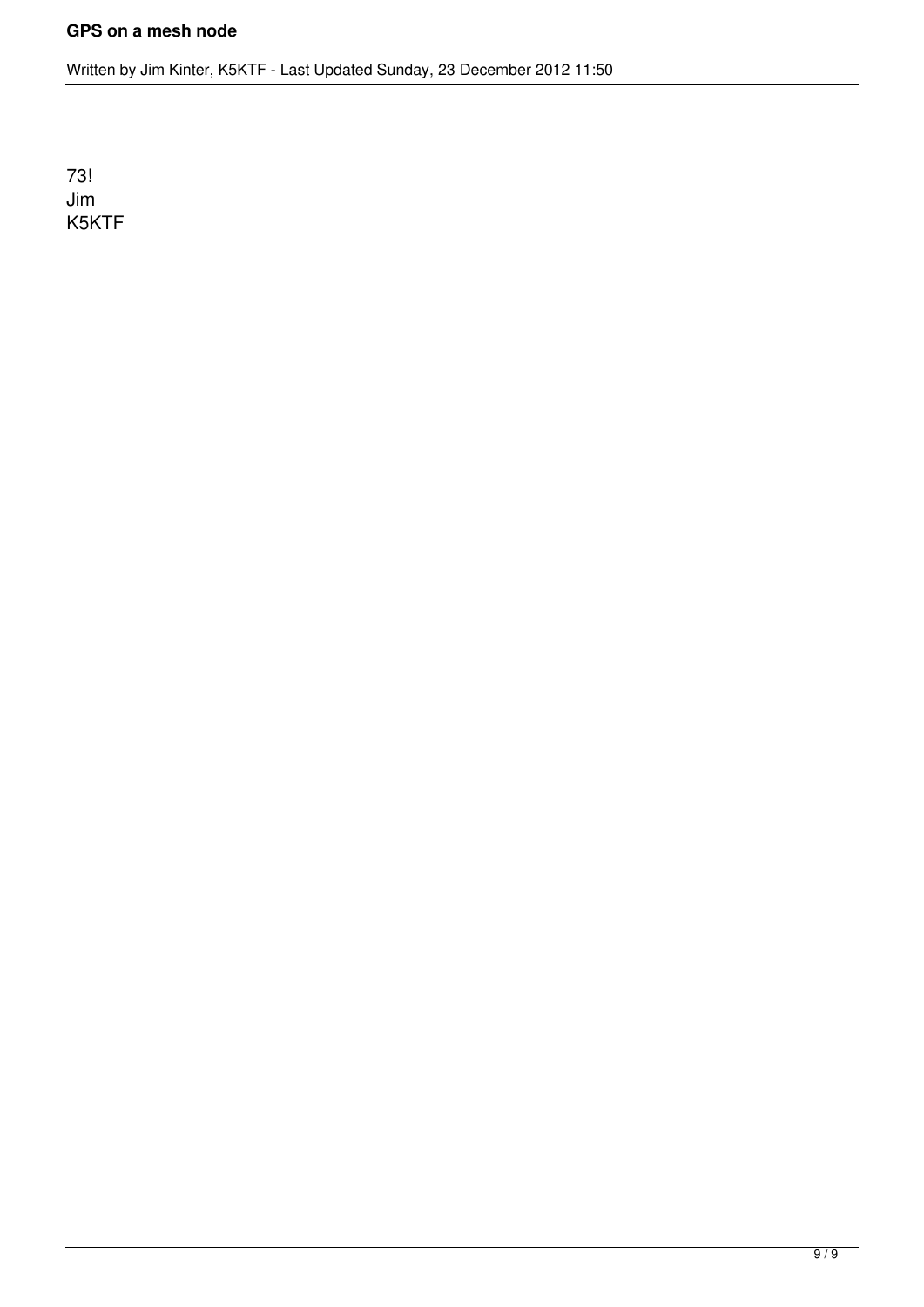73!
Jim
K5KTF